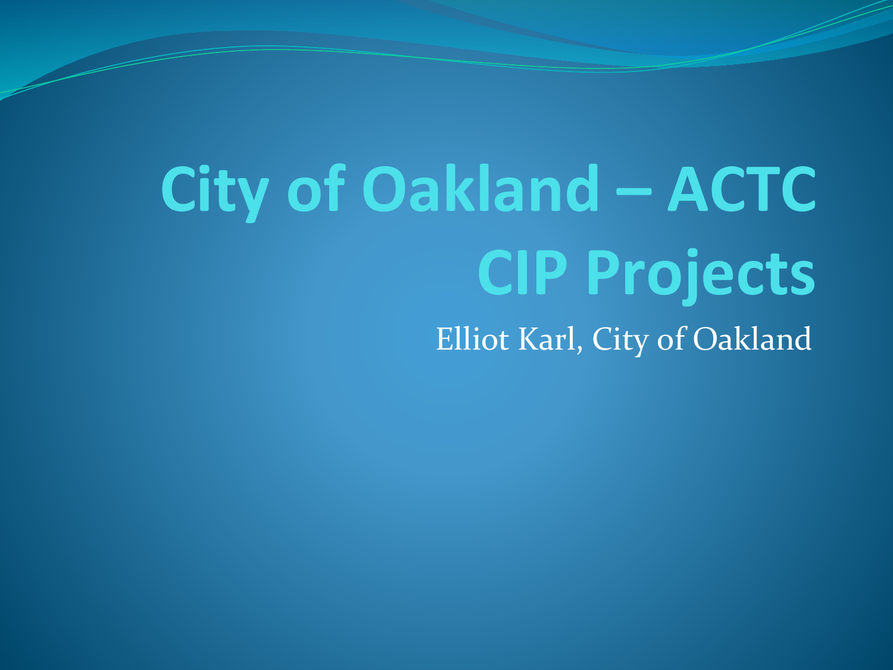# City of Oakland – ACTC CIP Projects

Elliot Karl, City of Oakland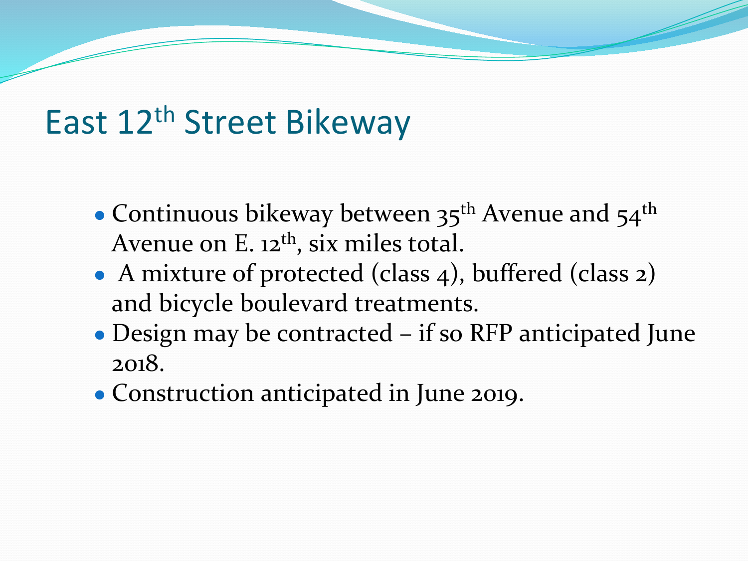# East 12th Street Bikeway

- Continuous bikeway between 35th Avenue and 54th Avenue on E. 12th, six miles total.
- A mixture of protected (class 4), buffered (class 2) and bicycle boulevard treatments.
- Design may be contracted – if so RFP anticipated June 2018.
- Construction anticipated in June 2019.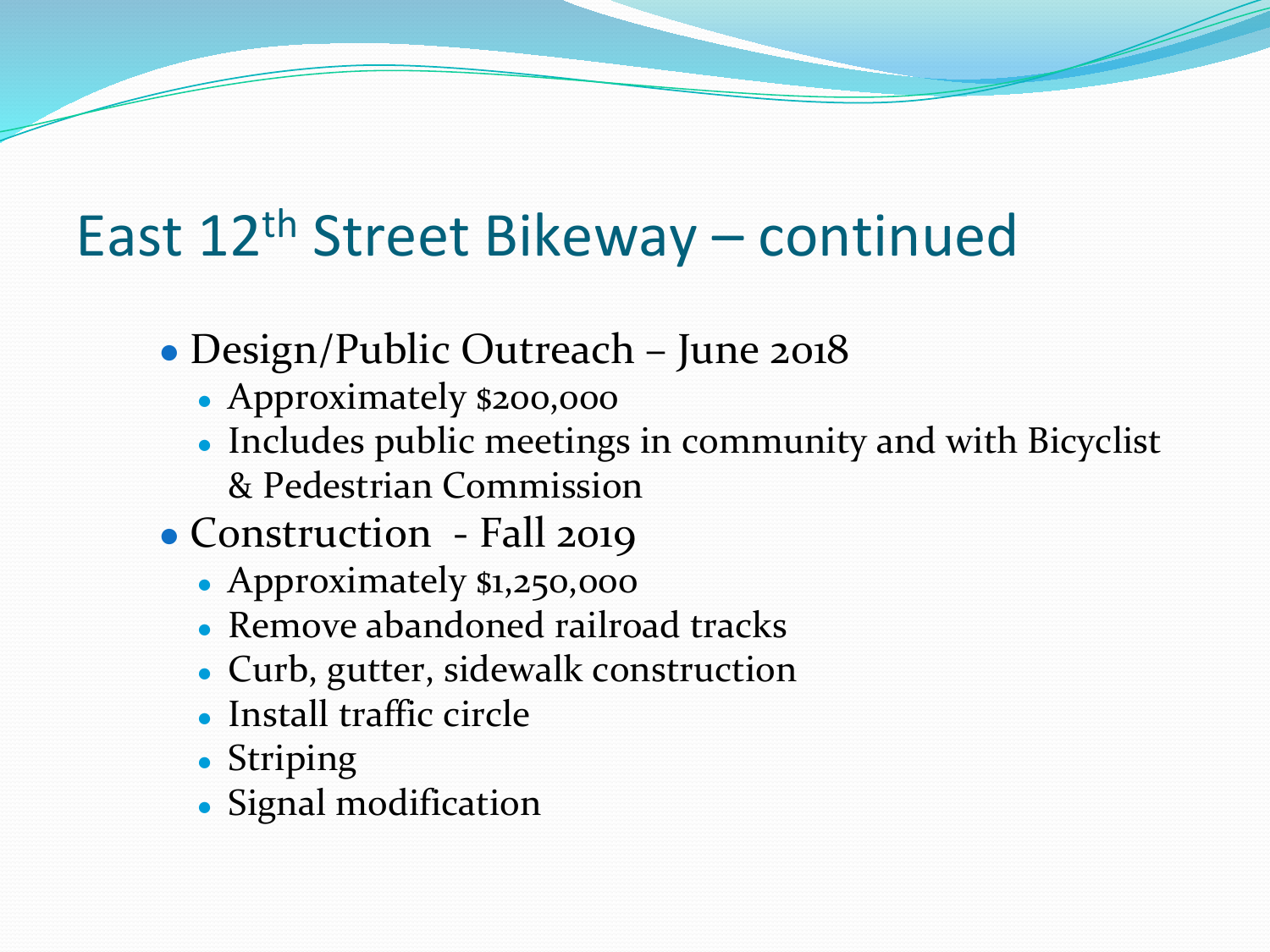# East 12th Street Bikeway – continued

- Design/Public Outreach – June 2018
  - Approximately $200,000
  - Includes public meetings in community and with Bicyclist & Pedestrian Commission
- Construction - Fall 2019
  - Approximately $1,250,000
  - Remove abandoned railroad tracks
  - Curb, gutter, sidewalk construction
  - Install traffic circle
  - Striping
  - Signal modification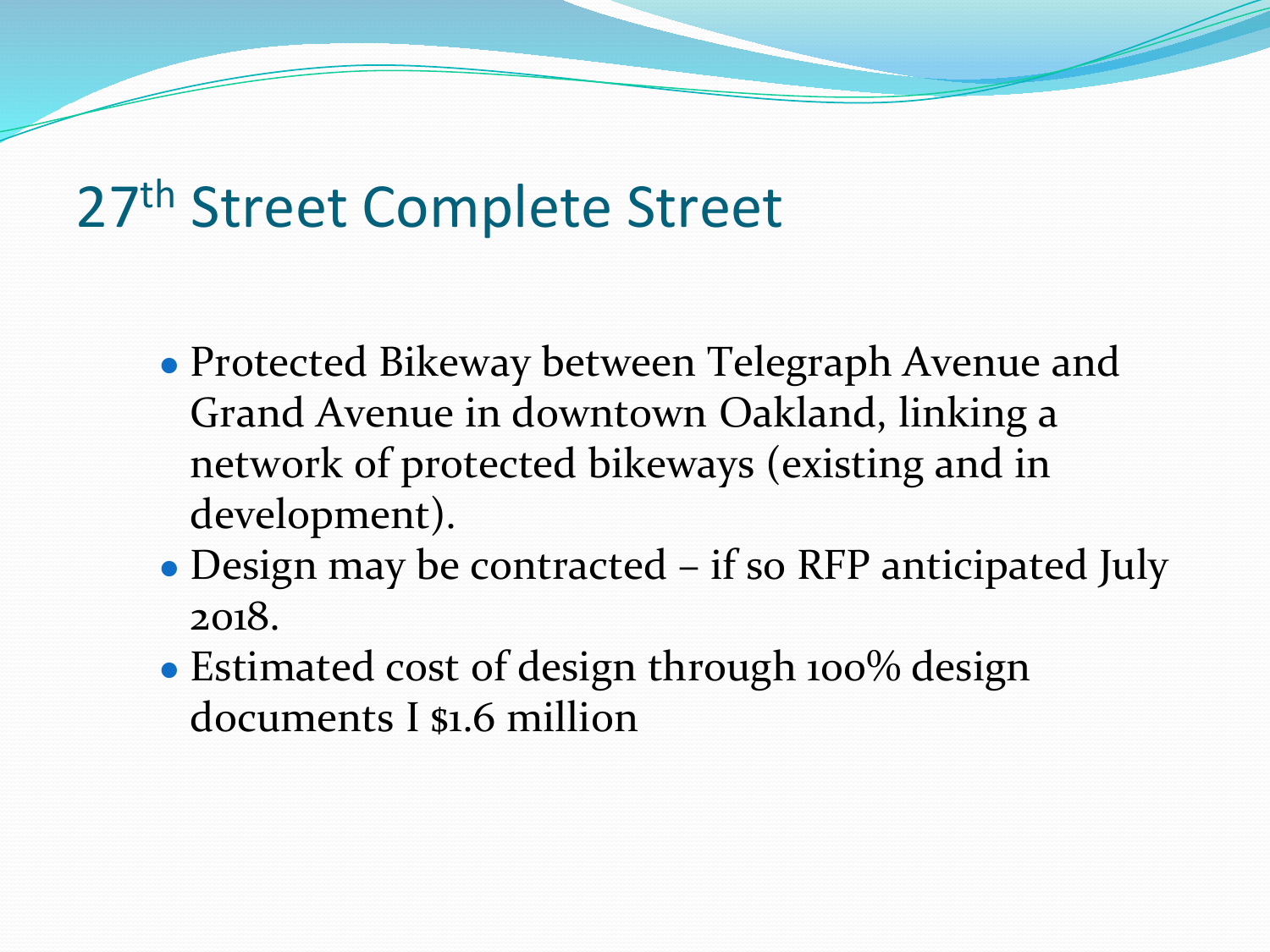# 27th Street Complete Street

- Protected Bikeway between Telegraph Avenue and Grand Avenue in downtown Oakland, linking a network of protected bikeways (existing and in development).
- Design may be contracted – if so RFP anticipated July 2018.
- Estimated cost of design through 100% design documents I $1.6 million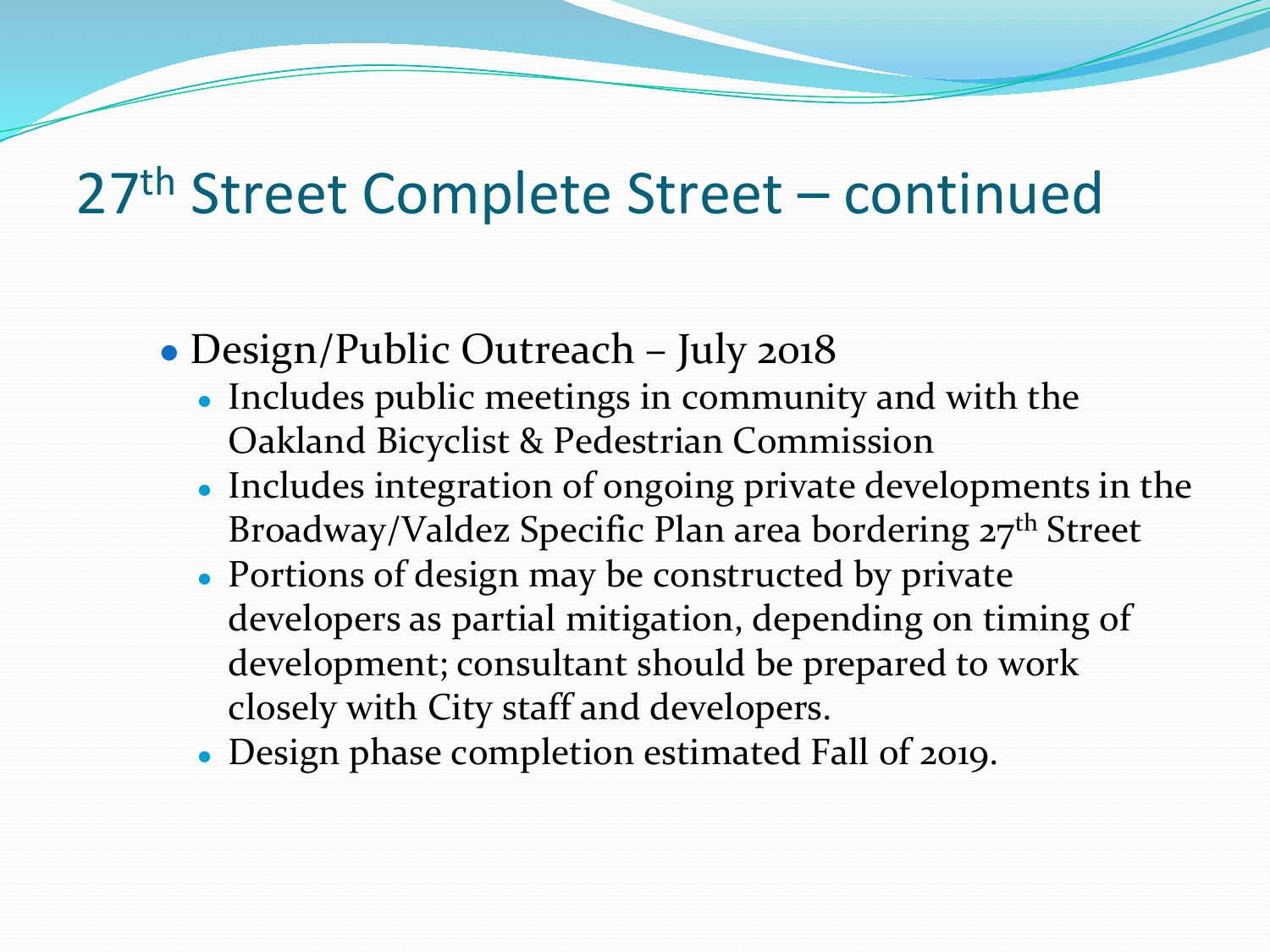# 27th Street Complete Street – continued

- Design/Public Outreach – July 2018
  - Includes public meetings in community and with the Oakland Bicyclist & Pedestrian Commission
  - Includes integration of ongoing private developments in the Broadway/Valdez Specific Plan area bordering 27th Street
  - Portions of design may be constructed by private developers as partial mitigation, depending on timing of development; consultant should be prepared to work closely with City staff and developers.
  - Design phase completion estimated Fall of 2019.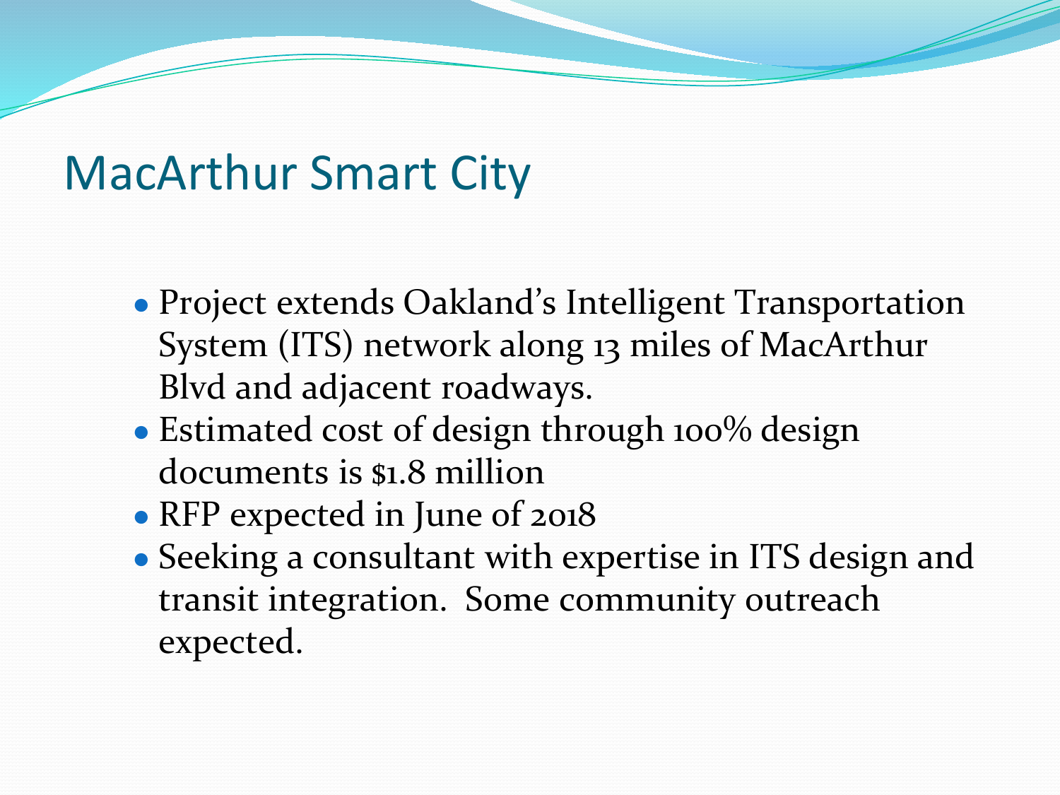# MacArthur Smart City

- Project extends Oakland's Intelligent Transportation System (ITS) network along 13 miles of MacArthur Blvd and adjacent roadways.
- Estimated cost of design through 100% design documents is $1.8 million
- RFP expected in June of 2018
- Seeking a consultant with expertise in ITS design and transit integration. Some community outreach expected.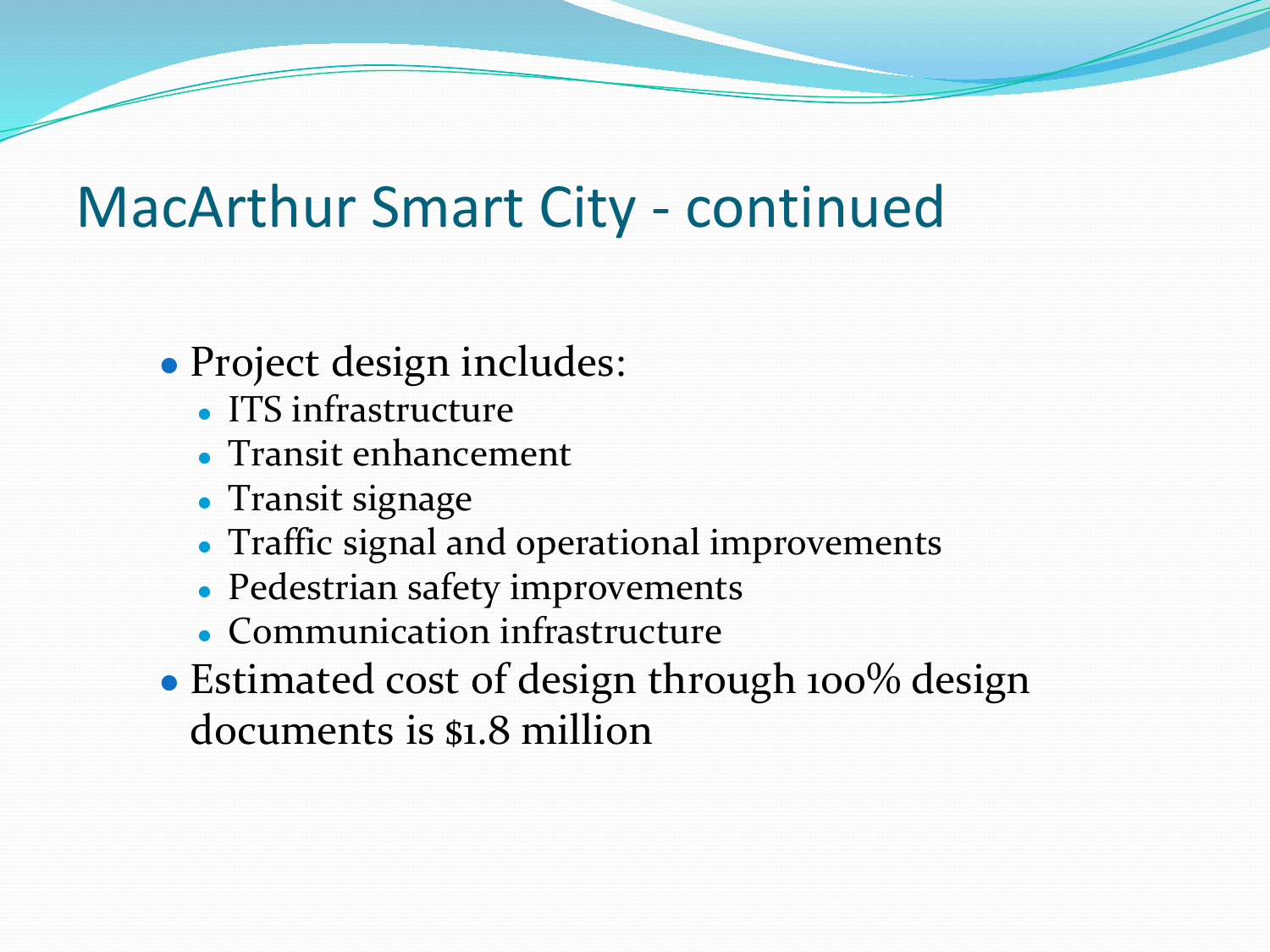# MacArthur Smart City - continued

- Project design includes:
  - ITS infrastructure
  - Transit enhancement
  - Transit signage
  - Traffic signal and operational improvements
  - Pedestrian safety improvements
  - Communication infrastructure
- Estimated cost of design through 100% design documents is $1.8 million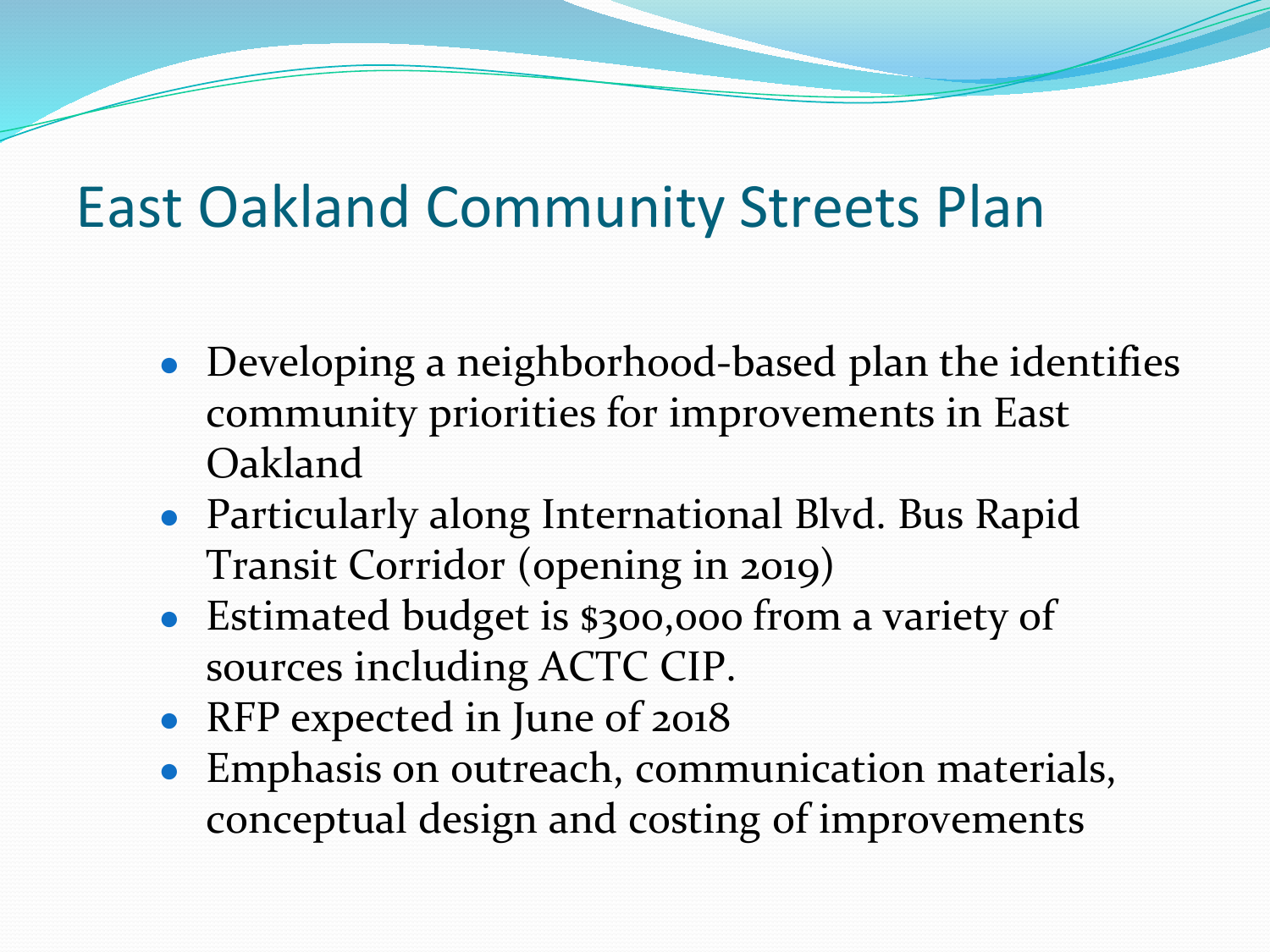# East Oakland Community Streets Plan

- Developing a neighborhood-based plan the identifies community priorities for improvements in East Oakland
- Particularly along International Blvd. Bus Rapid Transit Corridor (opening in 2019)
- Estimated budget is $300,000 from a variety of sources including ACTC CIP.
- RFP expected in June of 2018
- Emphasis on outreach, communication materials, conceptual design and costing of improvements